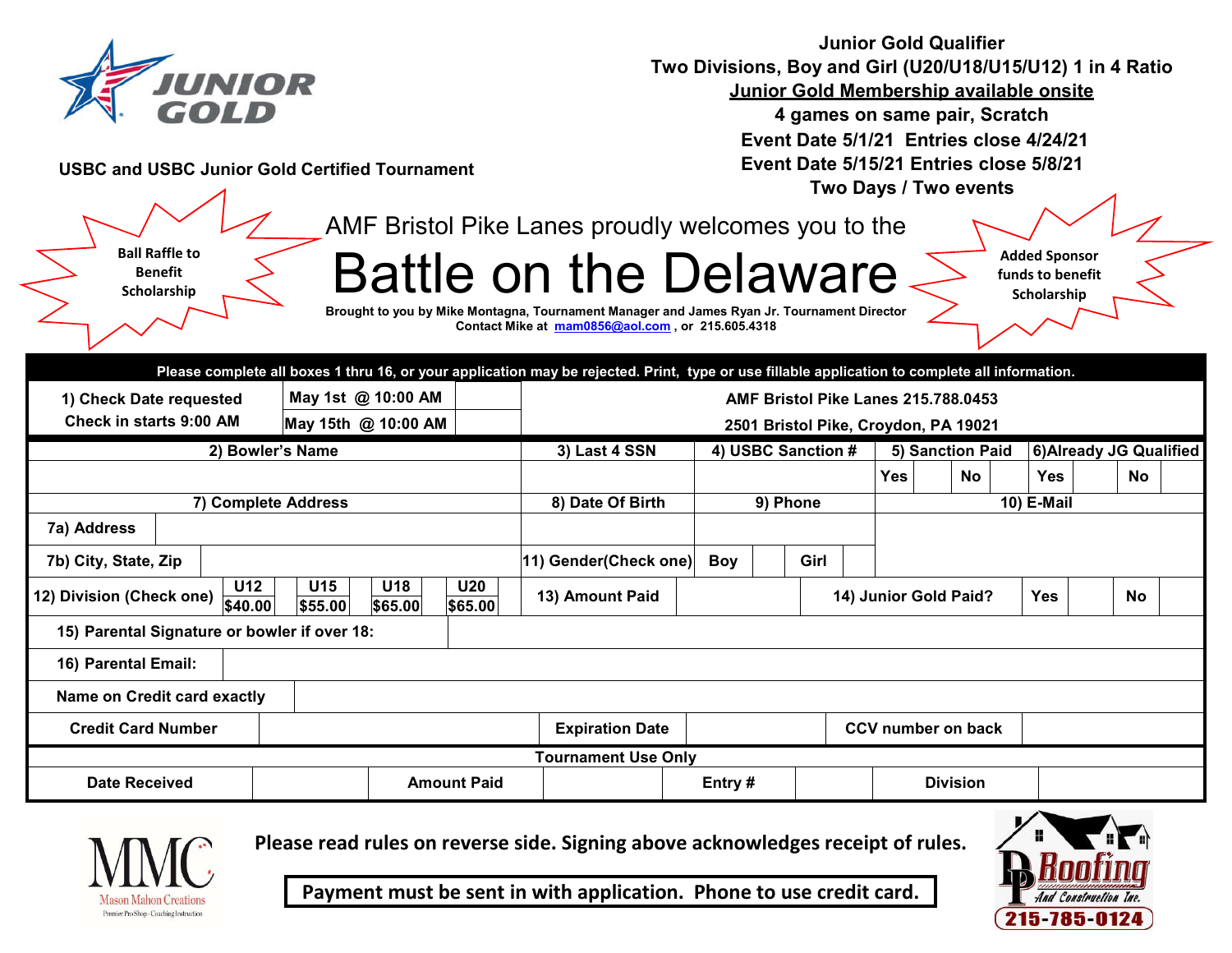JUNIOR GOLD

**USBC and USBC Junior Gold Certified Tournament**

**Junior Gold Qualifier**
**Two Divisions, Boy and Girl (U20/U18/U15/U12) 1 in 4 Ratio**
**Junior Gold Membership available onsite**
**4 games on same pair, Scratch**
**Event Date 5/1/21 Entries close 4/24/21**
**Event Date 5/15/21 Entries close 5/8/21**
**Two Days / Two events**

Ball Raffle to Benefit Scholarship

AMF Bristol Pike Lanes proudly welcomes you to the

# Battle on the Delaware

**Brought to you by Mike Montagna, Tournament Manager and James Ryan Jr. Tournament Director**
**Contact Mike at mam0856@aol.com , or 215.605.4318**

Added Sponsor funds to benefit Scholarship

**Please complete all boxes 1 thru 16, or your application may be rejected. Print, type or use fillable application to complete all information.**

| 1) Check Date requested<br>Check in starts 9:00 AM | May 1st @ 10:00 AM | | AMF Bristol Pike Lanes 215.788.0453 |
|---|---|---|---|
| | May 15th @ 10:00 AM | | 2501 Bristol Pike, Croydon, PA 19021 |

| 2) Bowler's Name | 3) Last 4 SSN | 4) USBC Sanction # | 5) Sanction Paid | 6) Already JG Qualified |
|---|---|---|---|---|
| | | | Yes ___ No ___ | Yes ___ No ___ |

| 7) Complete Address | | 8) Date Of Birth | 9) Phone | 10) E-Mail |
|---|---|---|---|---|
| 7a) Address | | | | |
| 7b) City, State, Zip | | 11) Gender(Check one) | Boy ___ Girl ___ | |

| 12) Division (Check one) | U12 $40.00 | | U15 $55.00 | | U18 $65.00 | | U20 $65.00 | | 13) Amount Paid | | 14) Junior Gold Paid? | Yes | | No | |
|---|---|---|---|---|---|---|---|---|---|---|---|---|---|---|---|

| 15) Parental Signature or bowler if over 18: | |
|---|---|
| 16) Parental Email: | |
| Name on Credit card exactly | |

| Credit Card Number | | Expiration Date | | CCV number on back | |
|---|---|---|---|---|---|

**Tournament Use Only**

| Date Received | | Amount Paid | | Entry # | | Division | |
|---|---|---|---|---|---|---|---|

MMC Mason Mahon Creations Premier Pro Shop - Coaching Instruction

**Please read rules on reverse side. Signing above acknowledges receipt of rules.**

**Payment must be sent in with application. Phone to use credit card.**

DP Roofing And Construction Inc. 215-785-0124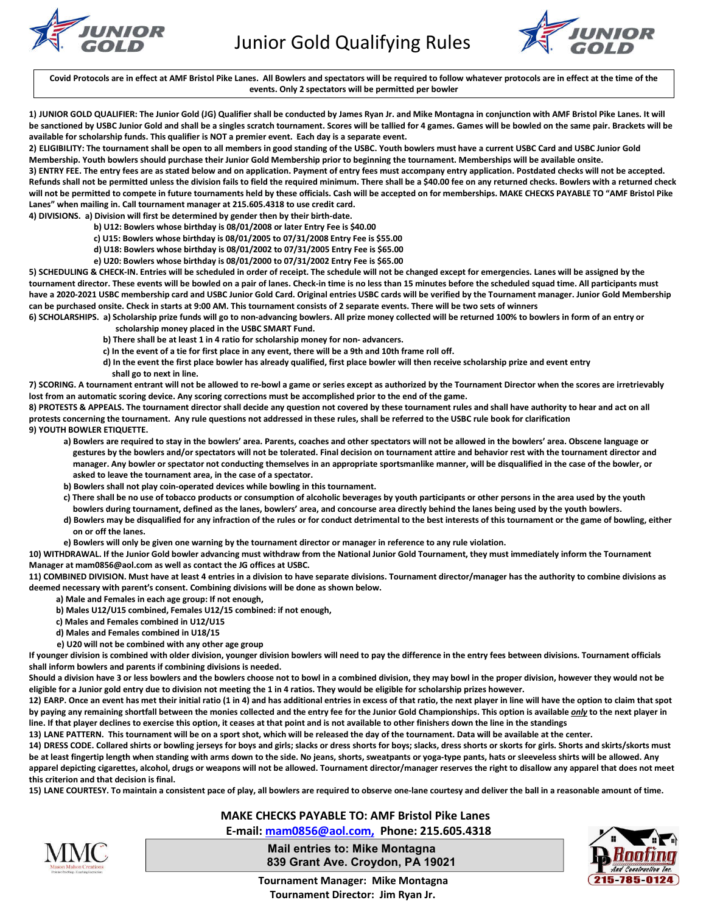# Junior Gold Qualifying Rules

**Covid Protocols are in effect at AMF Bristol Pike Lanes. All Bowlers and spectators will be required to follow whatever protocols are in effect at the time of the events. Only 2 spectators will be permitted per bowler**

**1) JUNIOR GOLD QUALIFIER: The Junior Gold (JG) Qualifier shall be conducted by James Ryan Jr. and Mike Montagna in conjunction with AMF Bristol Pike Lanes. It will be sanctioned by USBC Junior Gold and shall be a singles scratch tournament. Scores will be tallied for 4 games. Games will be bowled on the same pair. Brackets will be available for scholarship funds. This qualifier is NOT a premier event. Each day is a separate event.**

**2) ELIGIBILITY: The tournament shall be open to all members in good standing of the USBC. Youth bowlers must have a current USBC Card and USBC Junior Gold Membership. Youth bowlers should purchase their Junior Gold Membership prior to beginning the tournament. Memberships will be available onsite.**

**3) ENTRY FEE. The entry fees are as stated below and on application. Payment of entry fees must accompany entry application. Postdated checks will not be accepted. Refunds shall not be permitted unless the division fails to field the required minimum. There shall be a $40.00 fee on any returned checks. Bowlers with a returned check will not be permitted to compete in future tournaments held by these officials. Cash will be accepted on for memberships. MAKE CHECKS PAYABLE TO "AMF Bristol Pike Lanes" when mailing in. Call tournament manager at 215.605.4318 to use credit card.**

**4) DIVISIONS. a) Division will first be determined by gender then by their birth-date.**

- **b) U12: Bowlers whose birthday is 08/01/2008 or later Entry Fee is $40.00**
- **c) U15: Bowlers whose birthday is 08/01/2005 to 07/31/2008 Entry Fee is $55.00**
- **d) U18: Bowlers whose birthday is 08/01/2002 to 07/31/2005 Entry Fee is $65.00**
- **e) U20: Bowlers whose birthday is 08/01/2000 to 07/31/2002 Entry Fee is $65.00**

**5) SCHEDULING & CHECK-IN. Entries will be scheduled in order of receipt. The schedule will not be changed except for emergencies. Lanes will be assigned by the tournament director. These events will be bowled on a pair of lanes. Check-in time is no less than 15 minutes before the scheduled squad time. All participants must have a 2020-2021 USBC membership card and USBC Junior Gold Card. Original entries USBC cards will be verified by the Tournament manager. Junior Gold Membership can be purchased onsite. Check in starts at 9:00 AM. This tournament consists of 2 separate events. There will be two sets of winners**

**6) SCHOLARSHIPS. a) Scholarship prize funds will go to non-advancing bowlers. All prize money collected will be returned 100% to bowlers in form of an entry or scholarship money placed in the USBC SMART Fund.**

- **b) There shall be at least 1 in 4 ratio for scholarship money for non- advancers.**
- **c) In the event of a tie for first place in any event, there will be a 9th and 10th frame roll off.**
- **d) In the event the first place bowler has already qualified, first place bowler will then receive scholarship prize and event entry shall go to next in line.**

**7) SCORING. A tournament entrant will not be allowed to re-bowl a game or series except as authorized by the Tournament Director when the scores are irretrievably lost from an automatic scoring device. Any scoring corrections must be accomplished prior to the end of the game.**

**8) PROTESTS & APPEALS. The tournament director shall decide any question not covered by these tournament rules and shall have authority to hear and act on all protests concerning the tournament. Any rule questions not addressed in these rules, shall be referred to the USBC rule book for clarification**

**9) YOUTH BOWLER ETIQUETTE.**

- **a) Bowlers are required to stay in the bowlers' area. Parents, coaches and other spectators will not be allowed in the bowlers' area. Obscene language or gestures by the bowlers and/or spectators will not be tolerated. Final decision on tournament attire and behavior rest with the tournament director and manager. Any bowler or spectator not conducting themselves in an appropriate sportsmanlike manner, will be disqualified in the case of the bowler, or asked to leave the tournament area, in the case of a spectator.**
- **b) Bowlers shall not play coin-operated devices while bowling in this tournament.**
- **c) There shall be no use of tobacco products or consumption of alcoholic beverages by youth participants or other persons in the area used by the youth bowlers during tournament, defined as the lanes, bowlers' area, and concourse area directly behind the lanes being used by the youth bowlers.**
- **d) Bowlers may be disqualified for any infraction of the rules or for conduct detrimental to the best interests of this tournament or the game of bowling, either on or off the lanes.**
- **e) Bowlers will only be given one warning by the tournament director or manager in reference to any rule violation.**

**10) WITHDRAWAL. If the Junior Gold bowler advancing must withdraw from the National Junior Gold Tournament, they must immediately inform the Tournament Manager at mam0856@aol.com as well as contact the JG offices at USBC.**

**11) COMBINED DIVISION. Must have at least 4 entries in a division to have separate divisions. Tournament director/manager has the authority to combine divisions as deemed necessary with parent's consent. Combining divisions will be done as shown below.**

- **a) Male and Females in each age group: If not enough,**
- **b) Males U12/U15 combined, Females U12/15 combined: if not enough,**
- **c) Males and Females combined in U12/U15**
- **d) Males and Females combined in U18/15**
- **e) U20 will not be combined with any other age group**

**If younger division is combined with older division, younger division bowlers will need to pay the difference in the entry fees between divisions. Tournament officials shall inform bowlers and parents if combining divisions is needed.**

**Should a division have 3 or less bowlers and the bowlers choose not to bowl in a combined division, they may bowl in the proper division, however they would not be eligible for a Junior gold entry due to division not meeting the 1 in 4 ratios. They would be eligible for scholarship prizes however.**

**12) EARP. Once an event has met their initial ratio (1 in 4) and has additional entries in excess of that ratio, the next player in line will have the option to claim that spot by paying any remaining shortfall between the monies collected and the entry fee for the Junior Gold Championships. This option is available _only_ to the next player in line. If that player declines to exercise this option, it ceases at that point and is not available to other finishers down the line in the standings**

**13) LANE PATTERN. This tournament will be on a sport shot, which will be released the day of the tournament. Data will be available at the center.**

**14) DRESS CODE. Collared shirts or bowling jerseys for boys and girls; slacks or dress shorts for boys; slacks, dress shorts or skorts for girls. Shorts and skirts/skorts must be at least fingertip length when standing with arms down to the side. No jeans, shorts, sweatpants or yoga-type pants, hats or sleeveless shirts will be allowed. Any apparel depicting cigarettes, alcohol, drugs or weapons will not be allowed. Tournament director/manager reserves the right to disallow any apparel that does not meet this criterion and that decision is final.**

**15) LANE COURTESY. To maintain a consistent pace of play, all bowlers are required to observe one-lane courtesy and deliver the ball in a reasonable amount of time.**

**MAKE CHECKS PAYABLE TO: AMF Bristol Pike Lanes**

**E-mail: mam0856@aol.com, Phone: 215.605.4318**

**Mail entries to: Mike Montagna**
**839 Grant Ave. Croydon, PA 19021**

**Tournament Manager: Mike Montagna**
**Tournament Director: Jim Ryan Jr.**

MMC Mason Mahon Creations

Roofing And Construction Inc. 215-785-0124